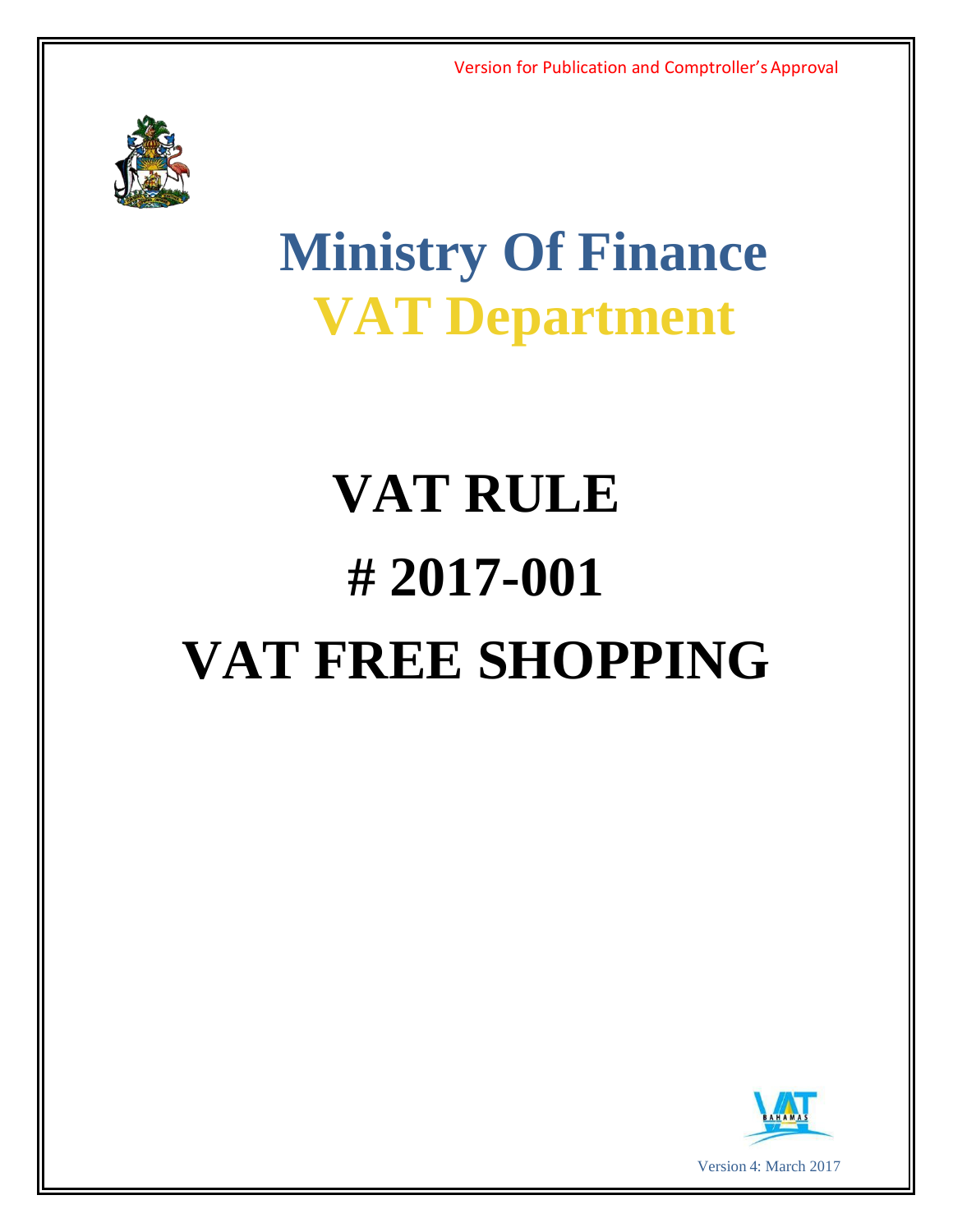Version for Publication and Comptroller's Approval

# Ministry Of Finance
# VAT Department

# VAT RULE
# # 2017-001
# VAT FREE SHOPPING

Version 4: March 2017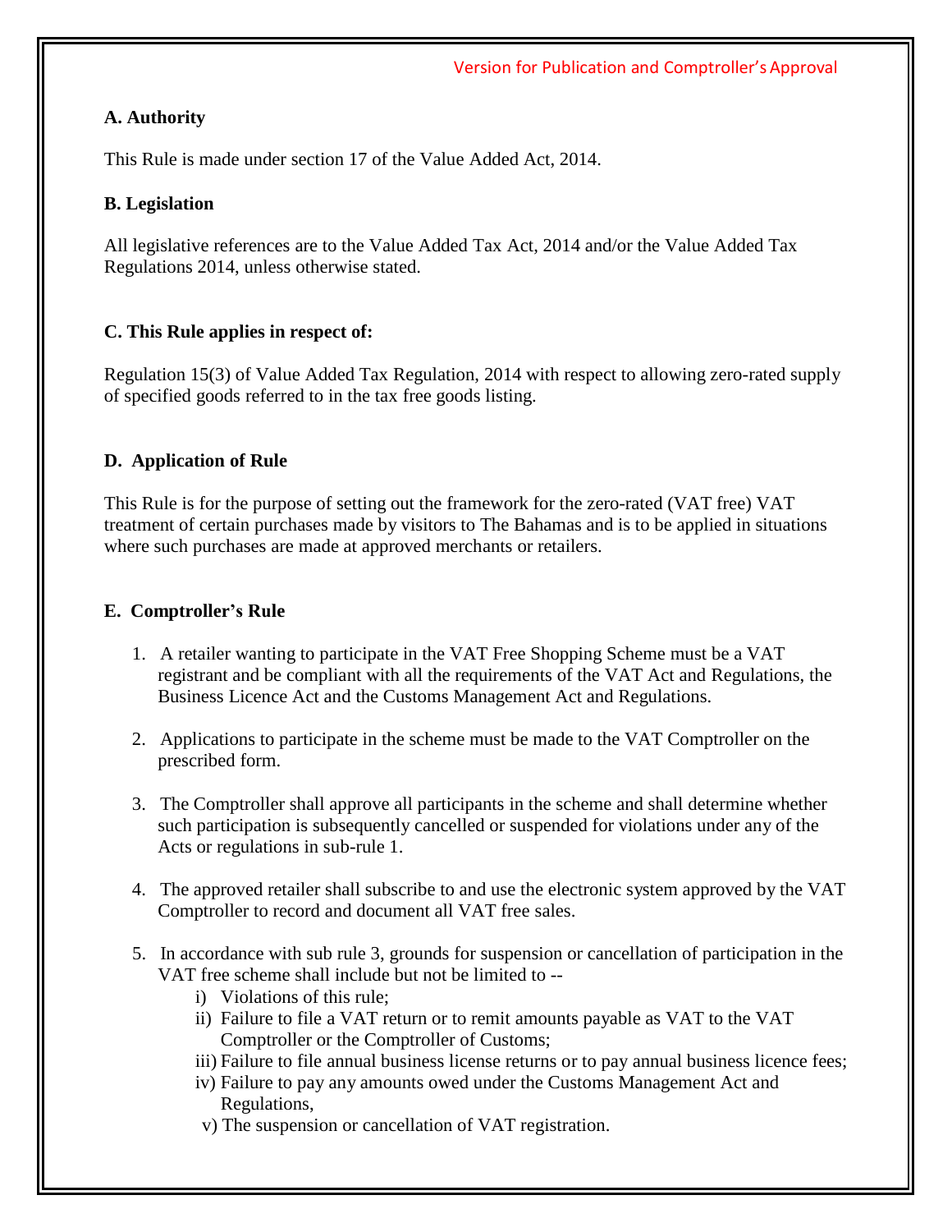Version for Publication and Comptroller's Approval

**A. Authority**

This Rule is made under section 17 of the Value Added Act, 2014.

**B. Legislation**

All legislative references are to the Value Added Tax Act, 2014 and/or the Value Added Tax Regulations 2014, unless otherwise stated.

**C. This Rule applies in respect of:**

Regulation 15(3) of Value Added Tax Regulation, 2014 with respect to allowing zero-rated supply of specified goods referred to in the tax free goods listing.

**D. Application of Rule**

This Rule is for the purpose of setting out the framework for the zero-rated (VAT free) VAT treatment of certain purchases made by visitors to The Bahamas and is to be applied in situations where such purchases are made at approved merchants or retailers.

**E. Comptroller's Rule**

1. A retailer wanting to participate in the VAT Free Shopping Scheme must be a VAT registrant and be compliant with all the requirements of the VAT Act and Regulations, the Business Licence Act and the Customs Management Act and Regulations.

2. Applications to participate in the scheme must be made to the VAT Comptroller on the prescribed form.

3. The Comptroller shall approve all participants in the scheme and shall determine whether such participation is subsequently cancelled or suspended for violations under any of the Acts or regulations in sub-rule 1.

4. The approved retailer shall subscribe to and use the electronic system approved by the VAT Comptroller to record and document all VAT free sales.

5. In accordance with sub rule 3, grounds for suspension or cancellation of participation in the VAT free scheme shall include but not be limited to --
   - i) Violations of this rule;
   - ii) Failure to file a VAT return or to remit amounts payable as VAT to the VAT Comptroller or the Comptroller of Customs;
   - iii) Failure to file annual business license returns or to pay annual business licence fees;
   - iv) Failure to pay any amounts owed under the Customs Management Act and Regulations,
   - v) The suspension or cancellation of VAT registration.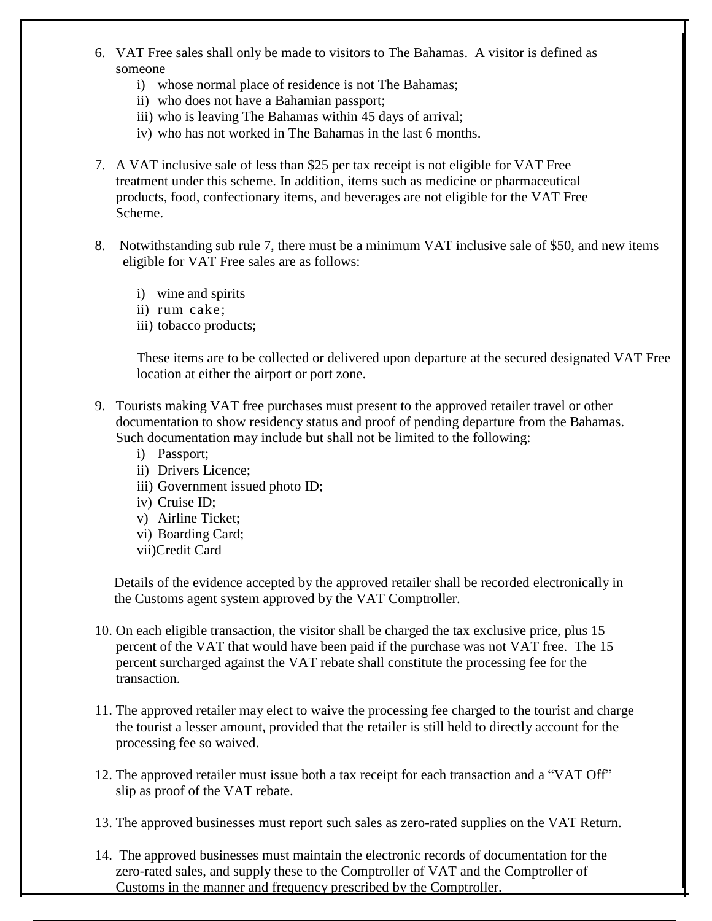6. VAT Free sales shall only be made to visitors to The Bahamas. A visitor is defined as someone
    i) whose normal place of residence is not The Bahamas;
    ii) who does not have a Bahamian passport;
    iii) who is leaving The Bahamas within 45 days of arrival;
    iv) who has not worked in The Bahamas in the last 6 months.

7. A VAT inclusive sale of less than $25 per tax receipt is not eligible for VAT Free treatment under this scheme. In addition, items such as medicine or pharmaceutical products, food, confectionary items, and beverages are not eligible for the VAT Free Scheme.

8. Notwithstanding sub rule 7, there must be a minimum VAT inclusive sale of $50, and new items eligible for VAT Free sales are as follows:

    i) wine and spirits
    ii) rum cake;
    iii) tobacco products;

    These items are to be collected or delivered upon departure at the secured designated VAT Free location at either the airport or port zone.

9. Tourists making VAT free purchases must present to the approved retailer travel or other documentation to show residency status and proof of pending departure from the Bahamas. Such documentation may include but shall not be limited to the following:
    i) Passport;
    ii) Drivers Licence;
    iii) Government issued photo ID;
    iv) Cruise ID;
    v) Airline Ticket;
    vi) Boarding Card;
    vii) Credit Card

    Details of the evidence accepted by the approved retailer shall be recorded electronically in the Customs agent system approved by the VAT Comptroller.

10. On each eligible transaction, the visitor shall be charged the tax exclusive price, plus 15 percent of the VAT that would have been paid if the purchase was not VAT free. The 15 percent surcharged against the VAT rebate shall constitute the processing fee for the transaction.

11. The approved retailer may elect to waive the processing fee charged to the tourist and charge the tourist a lesser amount, provided that the retailer is still held to directly account for the processing fee so waived.

12. The approved retailer must issue both a tax receipt for each transaction and a "VAT Off" slip as proof of the VAT rebate.

13. The approved businesses must report such sales as zero-rated supplies on the VAT Return.

14. The approved businesses must maintain the electronic records of documentation for the zero-rated sales, and supply these to the Comptroller of VAT and the Comptroller of Customs in the manner and frequency prescribed by the Comptroller.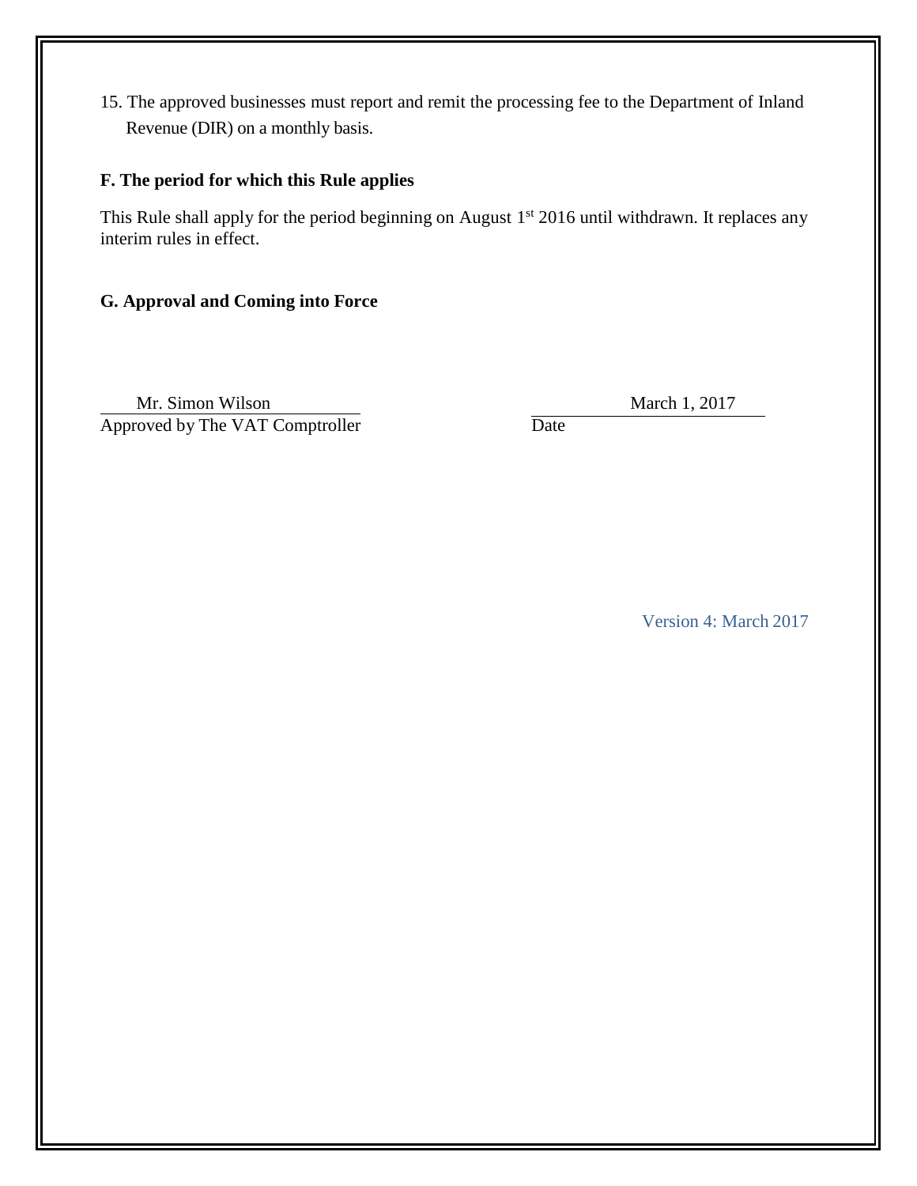15. The approved businesses must report and remit the processing fee to the Department of Inland Revenue (DIR) on a monthly basis.

**F. The period for which this Rule applies**

This Rule shall apply for the period beginning on August 1st 2016 until withdrawn. It replaces any interim rules in effect.

**G. Approval and Coming into Force**

| | |
|---|---|
| Mr. Simon Wilson | March 1, 2017 |
| Approved by The VAT Comptroller | Date |

Version 4: March 2017